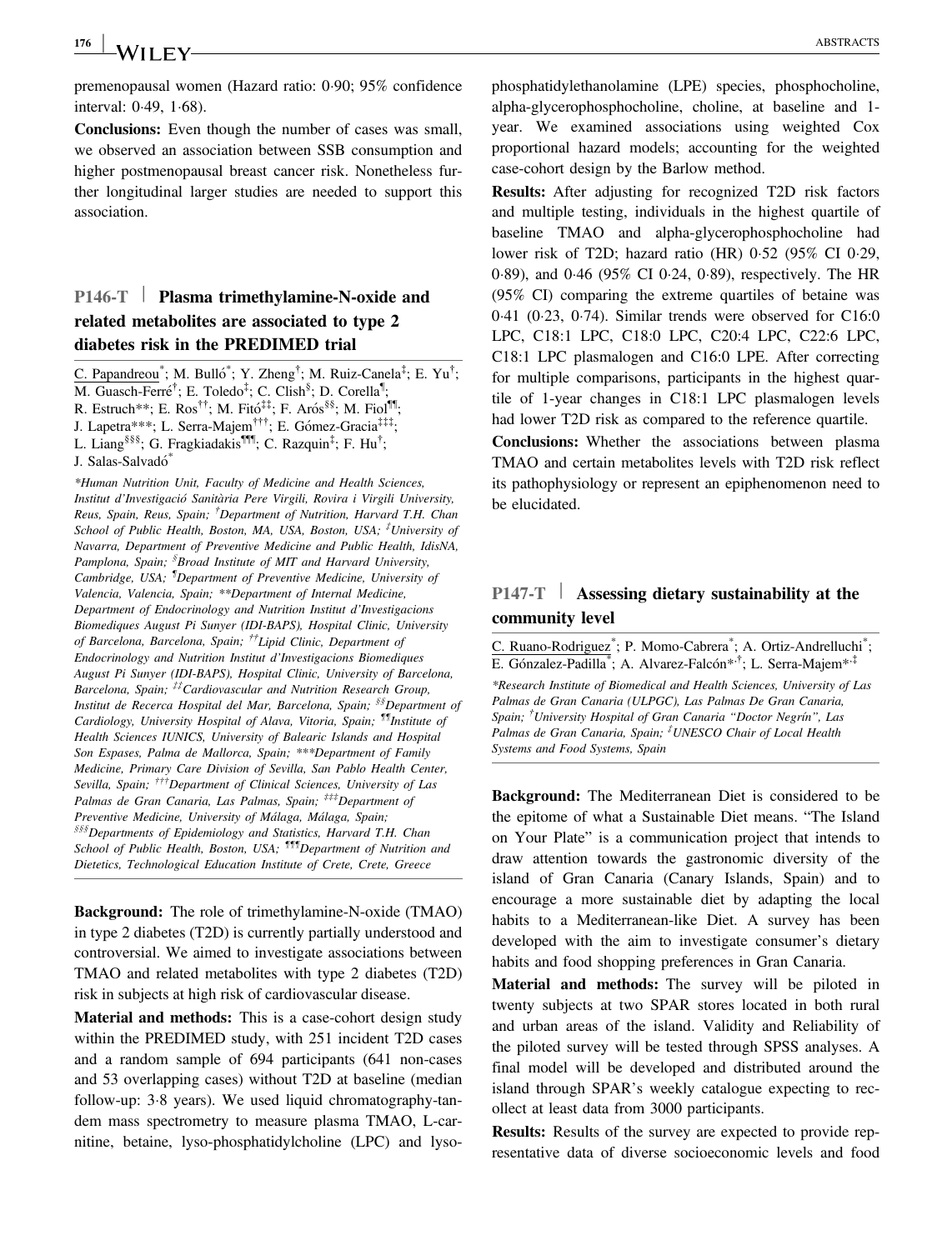premenopausal women (Hazard ratio: 0·90; 95% confidence interval: 0·49, 1·68).

**Conclusions:** Even though the number of cases was small, we observed an association between SSB consumption and higher postmenopausal breast cancer risk. Nonetheless further longitudinal larger studies are needed to support this association.

## P146-T | Plasma trimethylamine-N-oxide and related metabolites are associated to type 2 diabetes risk in the PREDIMED trial

C. Papandreou[*]; M. Bulló[*]; Y. Zheng[†]; M. Ruiz-Canela[‡]; E. Yu[†]; M. Guasch-Ferré[†]; E. Toledo[‡]; C. Clish[§]; D. Corella[¶]; R. Estruch[**]; E. Ros[††]; M. Fitó[‡‡]; F. Arós[§§]; M. Fiol[¶¶]; J. Lapetra[***]; L. Serra-Majem[†††]; E. Gómez-Gracia[‡‡‡]; L. Liang[§§§]; G. Fragkiadakis[¶¶¶]; C. Razquin[‡]; F. Hu[†]; J. Salas-Salvadó[*]

*\*Human Nutrition Unit, Faculty of Medicine and Health Sciences, Institut d'Investigació Sanitària Pere Virgili, Rovira i Virgili University, Reus, Spain, Reus, Spain; †Department of Nutrition, Harvard T.H. Chan School of Public Health, Boston, MA, USA, Boston, USA; ‡University of Navarra, Department of Preventive Medicine and Public Health, IdisNA, Pamplona, Spain; §Broad Institute of MIT and Harvard University, Cambridge, USA; ¶Department of Preventive Medicine, University of Valencia, Valencia, Spain; \*\*Department of Internal Medicine, Department of Endocrinology and Nutrition Institut d'Investigacions Biomediques August Pi Sunyer (IDI-BAPS), Hospital Clinic, University of Barcelona, Barcelona, Spain; ††Lipid Clinic, Department of Endocrinology and Nutrition Institut d'Investigacions Biomediques August Pi Sunyer (IDI-BAPS), Hospital Clinic, University of Barcelona, Barcelona, Spain; ‡‡Cardiovascular and Nutrition Research Group, Institut de Recerca Hospital del Mar, Barcelona, Spain; §§Department of Cardiology, University Hospital of Alava, Vitoria, Spain; ¶¶Institute of Health Sciences IUNICS, University of Balearic Islands and Hospital Son Espases, Palma de Mallorca, Spain; \*\*\*Department of Family Medicine, Primary Care Division of Sevilla, San Pablo Health Center, Sevilla, Spain; †††Department of Clinical Sciences, University of Las Palmas de Gran Canaria, Las Palmas, Spain; ‡‡‡Department of Preventive Medicine, University of Málaga, Málaga, Spain; §§§Departments of Epidemiology and Statistics, Harvard T.H. Chan School of Public Health, Boston, USA; ¶¶¶Department of Nutrition and Dietetics, Technological Education Institute of Crete, Crete, Greece*

**Background:** The role of trimethylamine-N-oxide (TMAO) in type 2 diabetes (T2D) is currently partially understood and controversial. We aimed to investigate associations between TMAO and related metabolites with type 2 diabetes (T2D) risk in subjects at high risk of cardiovascular disease.

**Material and methods:** This is a case-cohort design study within the PREDIMED study, with 251 incident T2D cases and a random sample of 694 participants (641 non-cases and 53 overlapping cases) without T2D at baseline (median follow-up: 3·8 years). We used liquid chromatography-tandem mass spectrometry to measure plasma TMAO, L-carnitine, betaine, lyso-phosphatidylcholine (LPC) and lyso-phosphatidylethanolamine (LPE) species, phosphocholine, alpha-glycerophosphocholine, choline, at baseline and 1-year. We examined associations using weighted Cox proportional hazard models; accounting for the weighted case-cohort design by the Barlow method.

**Results:** After adjusting for recognized T2D risk factors and multiple testing, individuals in the highest quartile of baseline TMAO and alpha-glycerophosphocholine had lower risk of T2D; hazard ratio (HR) 0·52 (95% CI 0·29, 0·89), and 0·46 (95% CI 0·24, 0·89), respectively. The HR (95% CI) comparing the extreme quartiles of betaine was 0·41 (0·23, 0·74). Similar trends were observed for C16:0 LPC, C18:1 LPC, C18:0 LPC, C20:4 LPC, C22:6 LPC, C18:1 LPC plasmalogen and C16:0 LPE. After correcting for multiple comparisons, participants in the highest quartile of 1-year changes in C18:1 LPC plasmalogen levels had lower T2D risk as compared to the reference quartile.

**Conclusions:** Whether the associations between plasma TMAO and certain metabolites levels with T2D risk reflect its pathophysiology or represent an epiphenomenon need to be elucidated.

## P147-T | Assessing dietary sustainability at the community level

C. Ruano-Rodriguez[*]; P. Momo-Cabrera[*]; A. Ortiz-Andrelluchi[*]; E. Gónzalez-Padilla[*]; A. Alvarez-Falcón[*,†]; L. Serra-Majem[*,‡]

*\*Research Institute of Biomedical and Health Sciences, University of Las Palmas de Gran Canaria (ULPGC), Las Palmas De Gran Canaria, Spain; †University Hospital of Gran Canaria "Doctor Negrín", Las Palmas de Gran Canaria, Spain; ‡UNESCO Chair of Local Health Systems and Food Systems, Spain*

**Background:** The Mediterranean Diet is considered to be the epitome of what a Sustainable Diet means. "The Island on Your Plate" is a communication project that intends to draw attention towards the gastronomic diversity of the island of Gran Canaria (Canary Islands, Spain) and to encourage a more sustainable diet by adapting the local habits to a Mediterranean-like Diet. A survey has been developed with the aim to investigate consumer's dietary habits and food shopping preferences in Gran Canaria.

**Material and methods:** The survey will be piloted in twenty subjects at two SPAR stores located in both rural and urban areas of the island. Validity and Reliability of the piloted survey will be tested through SPSS analyses. A final model will be developed and distributed around the island through SPAR's weekly catalogue expecting to recollect at least data from 3000 participants.

**Results:** Results of the survey are expected to provide representative data of diverse socioeconomic levels and food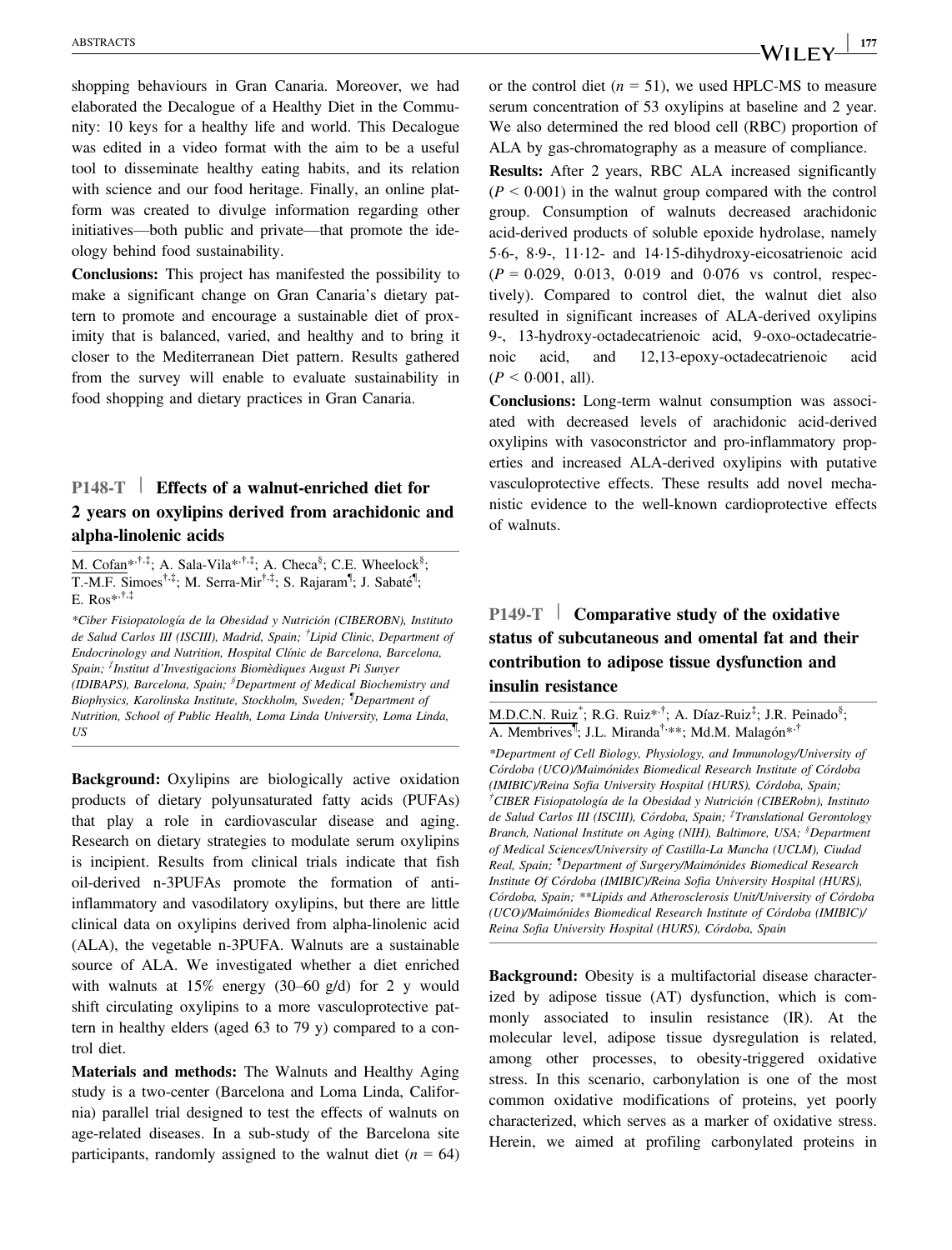shopping behaviours in Gran Canaria. Moreover, we had elaborated the Decalogue of a Healthy Diet in the Community: 10 keys for a healthy life and world. This Decalogue was edited in a video format with the aim to be a useful tool to disseminate healthy eating habits, and its relation with science and our food heritage. Finally, an online platform was created to divulge information regarding other initiatives—both public and private—that promote the ideology behind food sustainability.

**Conclusions:** This project has manifested the possibility to make a significant change on Gran Canaria's dietary pattern to promote and encourage a sustainable diet of proximity that is balanced, varied, and healthy and to bring it closer to the Mediterranean Diet pattern. Results gathered from the survey will enable to evaluate sustainability in food shopping and dietary practices in Gran Canaria.

## P148-T | Effects of a walnut-enriched diet for 2 years on oxylipins derived from arachidonic and alpha-linolenic acids

M. Cofan[*,†,‡]; A. Sala-Vila[*,†,‡]; A. Checa[§]; C.E. Wheelock[§]; T.-M.F. Simoes[†,‡]; M. Serra-Mir[†,‡]; S. Rajaram[¶]; J. Sabaté[¶]; E. Ros[*,†,‡]

*\*Ciber Fisiopatología de la Obesidad y Nutrición (CIBEROBN), Instituto de Salud Carlos III (ISCIII), Madrid, Spain; †Lipid Clinic, Department of Endocrinology and Nutrition, Hospital Clínic de Barcelona, Barcelona, Spain; ‡Institut d'Investigacions Biomèdiques August Pi Sunyer (IDIBAPS), Barcelona, Spain; §Department of Medical Biochemistry and Biophysics, Karolinska Institute, Stockholm, Sweden; ¶Department of Nutrition, School of Public Health, Loma Linda University, Loma Linda, US*

**Background:** Oxylipins are biologically active oxidation products of dietary polyunsaturated fatty acids (PUFAs) that play a role in cardiovascular disease and aging. Research on dietary strategies to modulate serum oxylipins is incipient. Results from clinical trials indicate that fish oil-derived n-3PUFAs promote the formation of anti-inflammatory and vasodilatory oxylipins, but there are little clinical data on oxylipins derived from alpha-linolenic acid (ALA), the vegetable n-3PUFA. Walnuts are a sustainable source of ALA. We investigated whether a diet enriched with walnuts at 15% energy (30–60 g/d) for 2 y would shift circulating oxylipins to a more vasculoprotective pattern in healthy elders (aged 63 to 79 y) compared to a control diet.

**Materials and methods:** The Walnuts and Healthy Aging study is a two-center (Barcelona and Loma Linda, California) parallel trial designed to test the effects of walnuts on age-related diseases. In a sub-study of the Barcelona site participants, randomly assigned to the walnut diet ($n = 64$) or the control diet ($n = 51$), we used HPLC-MS to measure serum concentration of 53 oxylipins at baseline and 2 year. We also determined the red blood cell (RBC) proportion of ALA by gas-chromatography as a measure of compliance.

**Results:** After 2 years, RBC ALA increased significantly ($P < 0{\cdot}001$) in the walnut group compared with the control group. Consumption of walnuts decreased arachidonic acid-derived products of soluble epoxide hydrolase, namely 5·6-, 8·9-, 11·12- and 14·15-dihydroxy-eicosatrienoic acid ($P = 0{\cdot}029$, $0{\cdot}013$, $0{\cdot}019$ and $0{\cdot}076$ vs control, respectively). Compared to control diet, the walnut diet also resulted in significant increases of ALA-derived oxylipins 9-, 13-hydroxy-octadecatrienoic acid, 9-oxo-octadecatrienoic acid, and 12,13-epoxy-octadecatrienoic acid ($P < 0{\cdot}001$, all).

**Conclusions:** Long-term walnut consumption was associated with decreased levels of arachidonic acid-derived oxylipins with vasoconstrictor and pro-inflammatory properties and increased ALA-derived oxylipins with putative vasculoprotective effects. These results add novel mechanistic evidence to the well-known cardioprotective effects of walnuts.

## P149-T | Comparative study of the oxidative status of subcutaneous and omental fat and their contribution to adipose tissue dysfunction and insulin resistance

M.D.C.N. Ruiz[*]; R.G. Ruiz[*,†]; A. Díaz-Ruiz[‡]; J.R. Peinado[§]; A. Membrives[¶]; J.L. Miranda[†,**]; Md.M. Malagón[*,†]

*\*Department of Cell Biology, Physiology, and Immunology/University of Córdoba (UCO)/Maimónides Biomedical Research Institute of Córdoba (IMIBIC)/Reina Sofia University Hospital (HURS), Córdoba, Spain; †CIBER Fisiopatología de la Obesidad y Nutrición (CIBERobn), Instituto de Salud Carlos III (ISCIII), Córdoba, Spain; ‡Translational Gerontology Branch, National Institute on Aging (NIH), Baltimore, USA; §Department of Medical Sciences/University of Castilla-La Mancha (UCLM), Ciudad Real, Spain; ¶Department of Surgery/Maimónides Biomedical Research Institute Of Córdoba (IMIBIC)/Reina Sofia University Hospital (HURS), Córdoba, Spain; \*\*Lipids and Atherosclerosis Unit/University of Córdoba (UCO)/Maimónides Biomedical Research Institute of Córdoba (IMIBIC)/ Reina Sofia University Hospital (HURS), Córdoba, Spain*

**Background:** Obesity is a multifactorial disease characterized by adipose tissue (AT) dysfunction, which is commonly associated to insulin resistance (IR). At the molecular level, adipose tissue dysregulation is related, among other processes, to obesity-triggered oxidative stress. In this scenario, carbonylation is one of the most common oxidative modifications of proteins, yet poorly characterized, which serves as a marker of oxidative stress. Herein, we aimed at profiling carbonylated proteins in